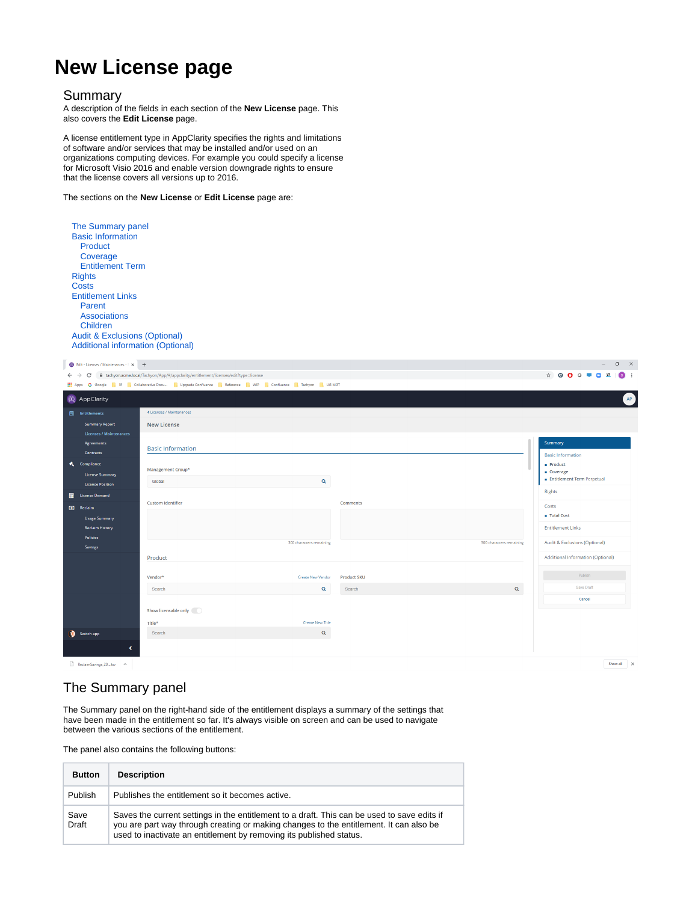# New License page

## Summary

A description of the fields in each section of the **New License** page. This also covers the **Edit License** page.

A license entitlement type in AppClarity specifies the rights and limitations of software and/or services that may be installed and/or used on an organizations computing devices. For example you could specify a license for Microsoft Visio 2016 and enable version downgrade rights to ensure that the license covers all versions up to 2016.

The sections on the **New License** or **Edit License** page are:

- The Summary panel
- Basic Information
  - Product
  - Coverage
  - Entitlement Term
- Rights
- Costs
- Entitlement Links
  - Parent
  - Associations
  - Children
- Audit & Exclusions (Optional)
- Additional information (Optional)

## The Summary panel

The Summary panel on the right-hand side of the entitlement displays a summary of the settings that have been made in the entitlement so far. It's always visible on screen and can be used to navigate between the various sections of the entitlement.

The panel also contains the following buttons:

| Button | Description |
|---|---|
| Publish | Publishes the entitlement so it becomes active. |
| Save Draft | Saves the current settings in the entitlement to a draft. This can be used to save edits if you are part way through creating or making changes to the entitlement. It can also be used to inactivate an entitlement by removing its published status. |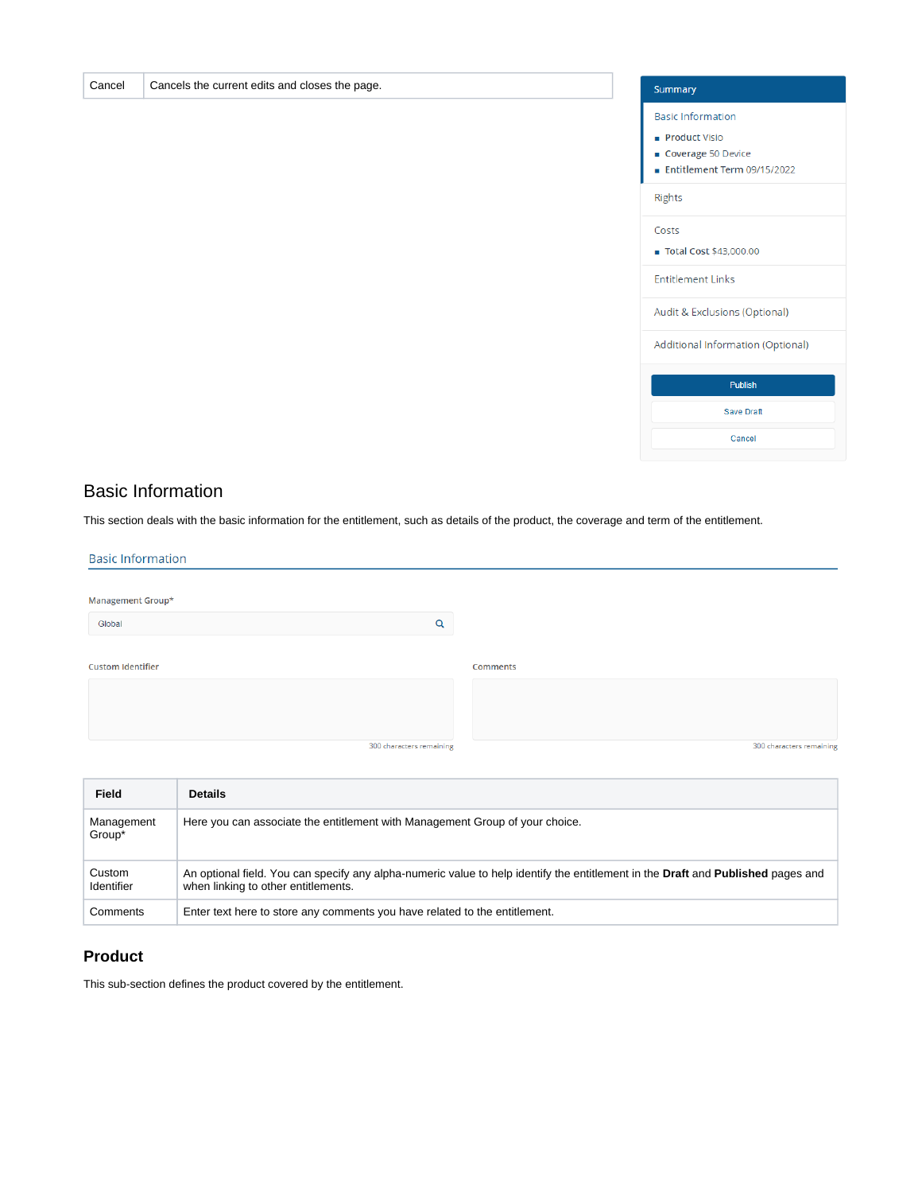| Cancel | Cancels the current edits and closes the page. |
|---|---|

## Basic Information

This section deals with the basic information for the entitlement, such as details of the product, the coverage and term of the entitlement.

| Field | Details |
|---|---|
| Management Group* | Here you can associate the entitlement with Management Group of your choice. |
| Custom Identifier | An optional field. You can specify any alpha-numeric value to help identify the entitlement in the **Draft** and **Published** pages and when linking to other entitlements. |
| Comments | Enter text here to store any comments you have related to the entitlement. |

### Product

This sub-section defines the product covered by the entitlement.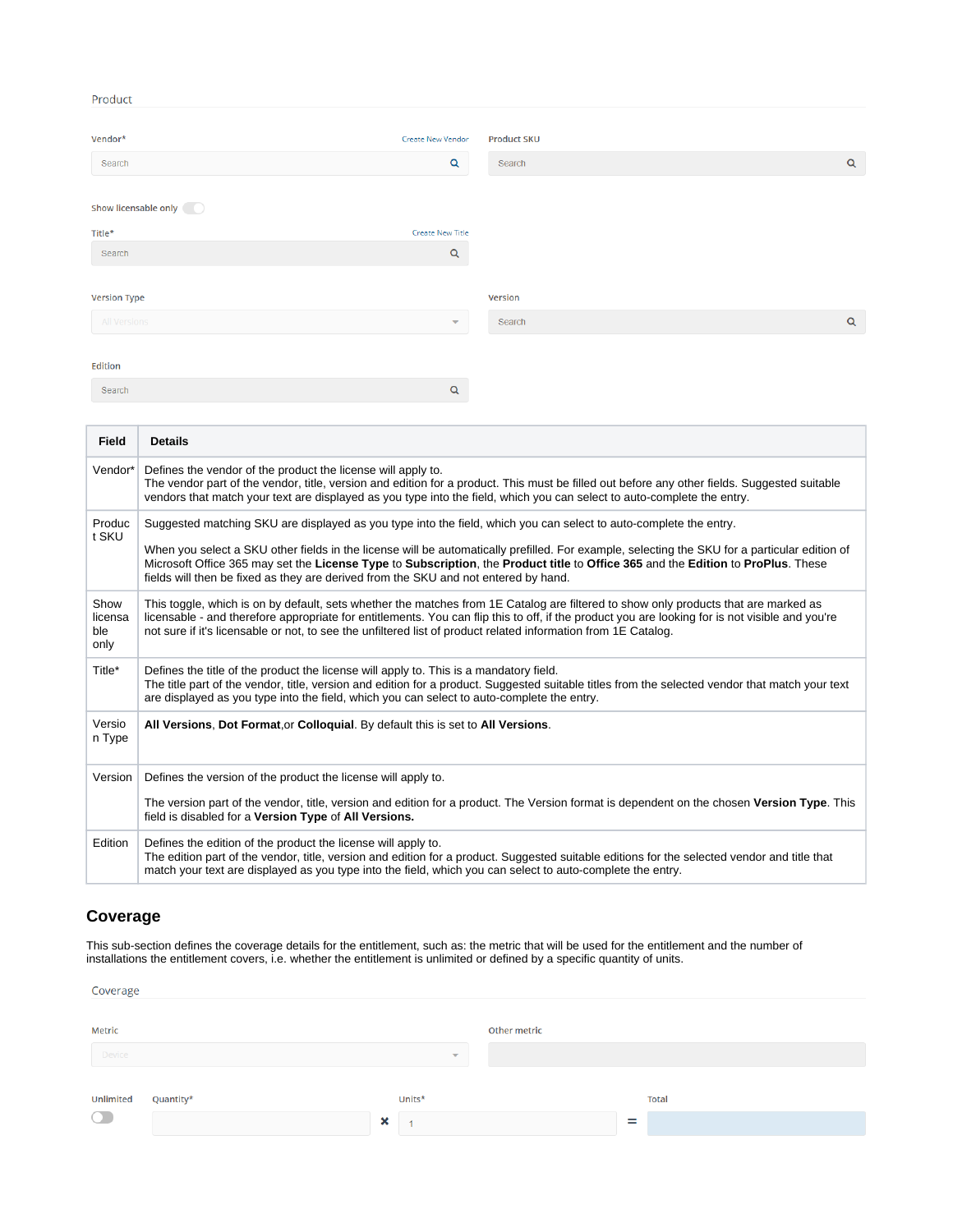Product

Vendor* Create New Vendor

Search

Product SKU

Search

Show licensable only

Title* Create New Title

Search

Version Type

All Versions

Version

Search

Edition

Search

| Field | Details |
|---|---|
| Vendor* | Defines the vendor of the product the license will apply to.<br>The vendor part of the vendor, title, version and edition for a product. This must be filled out before any other fields. Suggested suitable vendors that match your text are displayed as you type into the field, which you can select to auto-complete the entry. |
| Product SKU | Suggested matching SKU are displayed as you type into the field, which you can select to auto-complete the entry.<br><br>When you select a SKU other fields in the license will be automatically prefilled. For example, selecting the SKU for a particular edition of Microsoft Office 365 may set the **License Type** to **Subscription**, the **Product title** to **Office 365** and the **Edition** to **ProPlus**. These fields will then be fixed as they are derived from the SKU and not entered by hand. |
| Show licensable only | This toggle, which is on by default, sets whether the matches from 1E Catalog are filtered to show only products that are marked as licensable - and therefore appropriate for entitlements. You can flip this to off, if the product you are looking for is not visible and you're not sure if it's licensable or not, to see the unfiltered list of product related information from 1E Catalog. |
| Title* | Defines the title of the product the license will apply to. This is a mandatory field.<br>The title part of the vendor, title, version and edition for a product. Suggested suitable titles from the selected vendor that match your text are displayed as you type into the field, which you can select to auto-complete the entry. |
| Version Type | **All Versions**, **Dot Format**,or **Colloquial**. By default this is set to **All Versions**. |
| Version | Defines the version of the product the license will apply to.<br><br>The version part of the vendor, title, version and edition for a product. The Version format is dependent on the chosen **Version Type**. This field is disabled for a **Version Type** of **All Versions.** |
| Edition | Defines the edition of the product the license will apply to.<br>The edition part of the vendor, title, version and edition for a product. Suggested suitable editions for the selected vendor and title that match your text are displayed as you type into the field, which you can select to auto-complete the entry. |

## Coverage

This sub-section defines the coverage details for the entitlement, such as: the metric that will be used for the entitlement and the number of installations the entitlement covers, i.e. whether the entitlement is unlimited or defined by a specific quantity of units.

Coverage

Metric

Device

Other metric

Unlimited

Quantity*

×

Units*

1

=

Total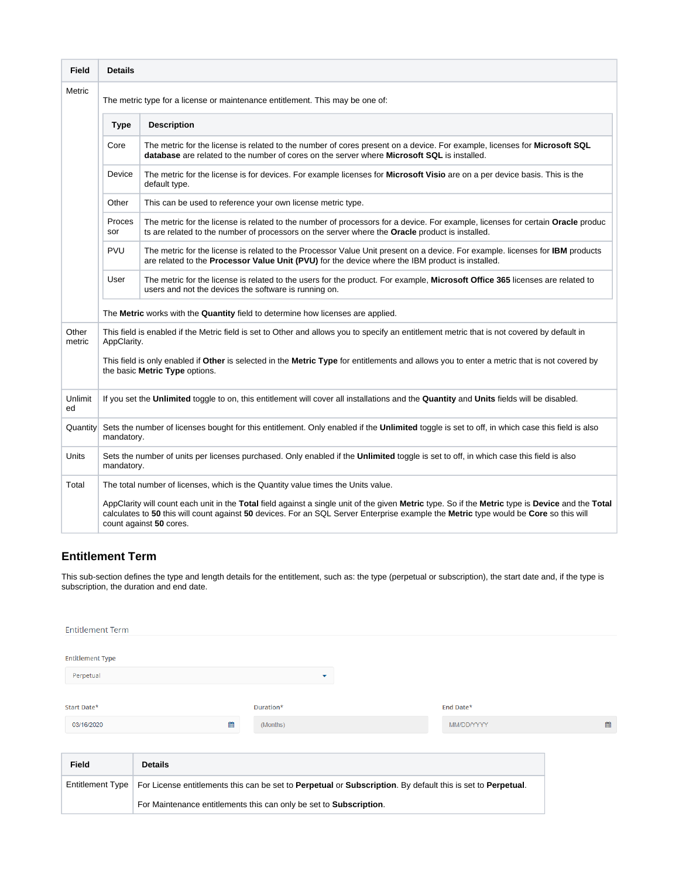| Field | Details |
| --- | --- |
| Metric | The metric type for a license or maintenance entitlement. This may be one of:<br><br>**Type** / **Description**<br>- **Core**: The metric for the license is related to the number of cores present on a device. For example, licenses for **Microsoft SQL database** are related to the number of cores on the server where **Microsoft SQL** is installed.<br>- **Device**: The metric for the license is for devices. For example licenses for **Microsoft Visio** are on a per device basis. This is the default type.<br>- **Other**: This can be used to reference your own license metric type.<br>- **Processor**: The metric for the license is related to the number of processors for a device. For example, licenses for certain **Oracle** products are related to the number of processors on the server where the **Oracle** product is installed.<br>- **PVU**: The metric for the license is related to the Processor Value Unit present on a device. For example. licenses for **IBM** products are related to the **Processor Value Unit (PVU)** for the device where the IBM product is installed.<br>- **User**: The metric for the license is related to the users for the product. For example, **Microsoft Office 365** licenses are related to users and not the devices the software is running on.<br><br>The **Metric** works with the **Quantity** field to determine how licenses are applied. |
| Other metric | This field is enabled if the Metric field is set to Other and allows you to specify an entitlement metric that is not covered by default in AppClarity.<br><br>This field is only enabled if **Other** is selected in the **Metric Type** for entitlements and allows you to enter a metric that is not covered by the basic **Metric Type** options. |
| Unlimited | If you set the **Unlimited** toggle to on, this entitlement will cover all installations and the **Quantity** and **Units** fields will be disabled. |
| Quantity | Sets the number of licenses bought for this entitlement. Only enabled if the **Unlimited** toggle is set to off, in which case this field is also mandatory. |
| Units | Sets the number of units per licenses purchased. Only enabled if the **Unlimited** toggle is set to off, in which case this field is also mandatory. |
| Total | The total number of licenses, which is the Quantity value times the Units value.<br><br>AppClarity will count each unit in the **Total** field against a single unit of the given **Metric** type. So if the **Metric** type is **Device** and the **Total** calculates to **50** this will count against **50** devices. For an SQL Server Enterprise example the **Metric** type would be **Core** so this will count against **50** cores. |

## Entitlement Term

This sub-section defines the type and length details for the entitlement, such as: the type (perpetual or subscription), the start date and, if the type is subscription, the duration and end date.

Entitlement Term

Entitlement Type: Perpetual

Start Date*: 03/16/2020 | Duration*: (Months) | End Date*: MM/DD/YYYY

| Field | Details |
| --- | --- |
| Entitlement Type | For License entitlements this can be set to **Perpetual** or **Subscription**. By default this is set to **Perpetual**.<br><br>For Maintenance entitlements this can only be set to **Subscription**. |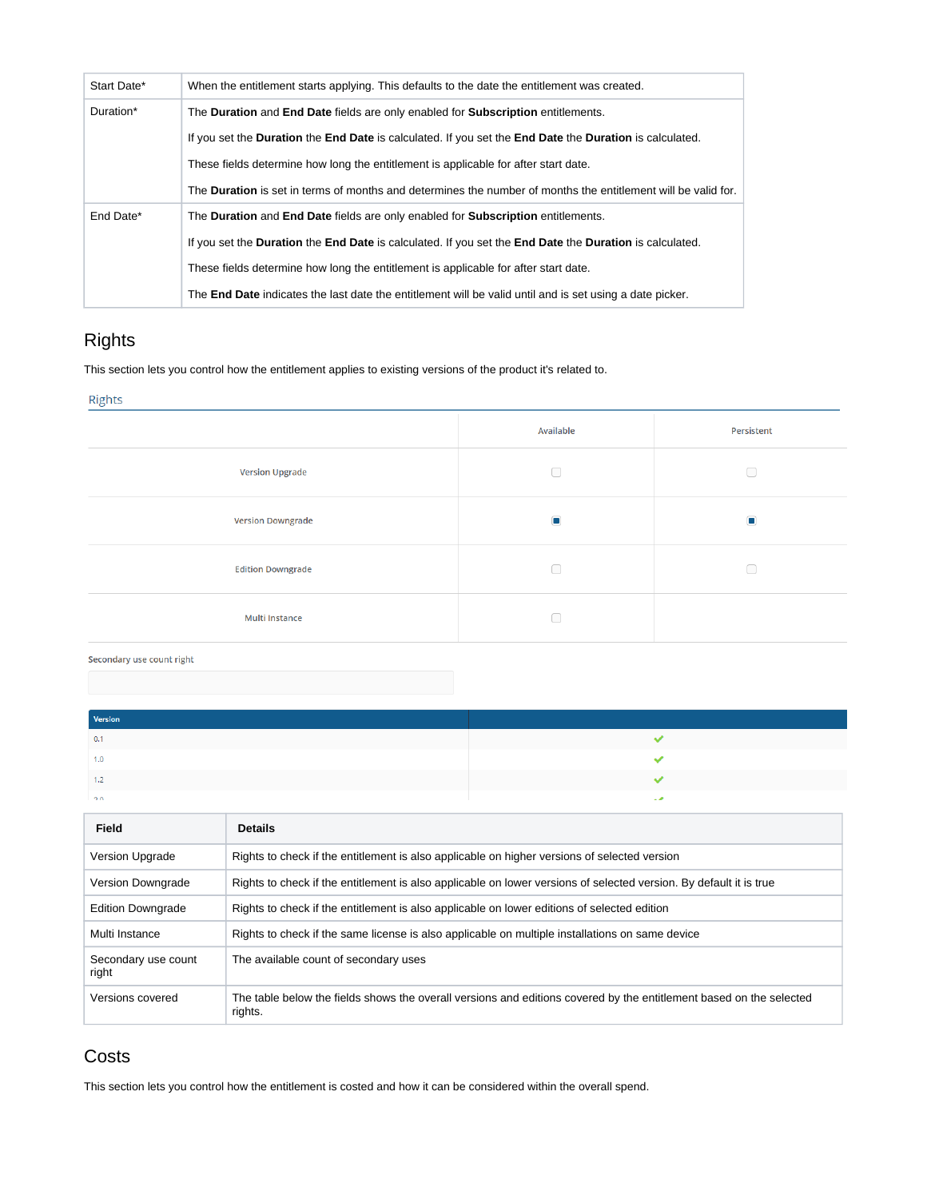| Start Date* | When the entitlement starts applying. This defaults to the date the entitlement was created. |
|---|---|
| Duration* | The **Duration** and **End Date** fields are only enabled for **Subscription** entitlements.<br><br>If you set the **Duration** the **End Date** is calculated. If you set the **End Date** the **Duration** is calculated.<br><br>These fields determine how long the entitlement is applicable for after start date.<br><br>The **Duration** is set in terms of months and determines the number of months the entitlement will be valid for. |
| End Date* | The **Duration** and **End Date** fields are only enabled for **Subscription** entitlements.<br><br>If you set the **Duration** the **End Date** is calculated. If you set the **End Date** the **Duration** is calculated.<br><br>These fields determine how long the entitlement is applicable for after start date.<br><br>The **End Date** indicates the last date the entitlement will be valid until and is set using a date picker. |

## Rights

This section lets you control how the entitlement applies to existing versions of the product it's related to.

Rights

| | Available | Persistent |
|---|---|---|
| Version Upgrade | ☐ | ☐ |
| Version Downgrade | ☑ | ☑ |
| Edition Downgrade | ☐ | ☐ |
| Multi Instance | ☐ | |

Secondary use count right

| Version | |
|---|---|
| 0.1 | ✓ |
| 1.0 | ✓ |
| 1.2 | ✓ |
| 2.0 | ✓ |

| Field | Details |
|---|---|
| Version Upgrade | Rights to check if the entitlement is also applicable on higher versions of selected version |
| Version Downgrade | Rights to check if the entitlement is also applicable on lower versions of selected version. By default it is true |
| Edition Downgrade | Rights to check if the entitlement is also applicable on lower editions of selected edition |
| Multi Instance | Rights to check if the same license is also applicable on multiple installations on same device |
| Secondary use count right | The available count of secondary uses |
| Versions covered | The table below the fields shows the overall versions and editions covered by the entitlement based on the selected rights. |

## Costs

This section lets you control how the entitlement is costed and how it can be considered within the overall spend.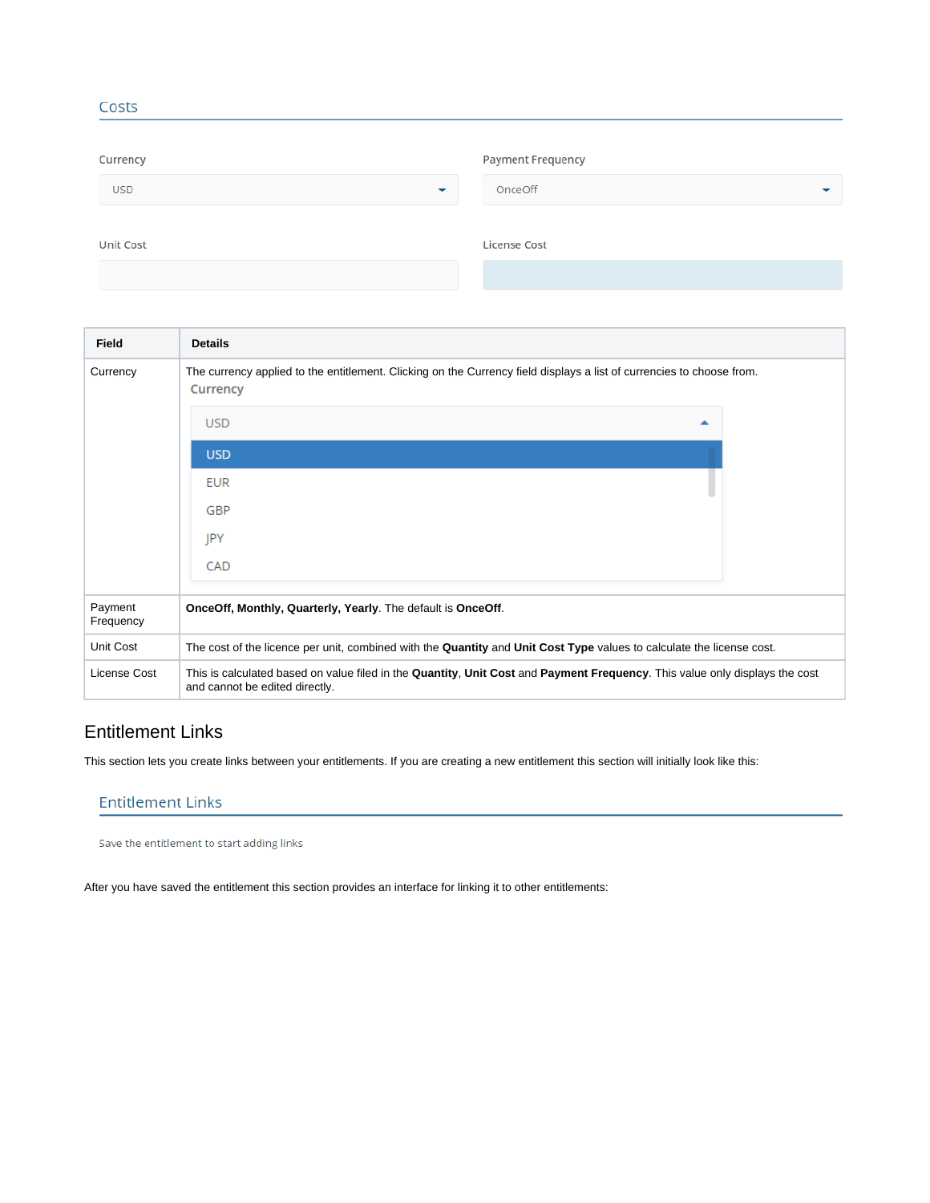Costs

Currency

USD

Payment Frequency

OnceOff

Unit Cost

License Cost

| Field | Details |
| --- | --- |
| Currency | The currency applied to the entitlement. Clicking on the Currency field displays a list of currencies to choose from. Currency: USD, EUR, GBP, JPY, CAD |
| Payment Frequency | **OnceOff, Monthly, Quarterly, Yearly**. The default is **OnceOff**. |
| Unit Cost | The cost of the licence per unit, combined with the **Quantity** and **Unit Cost Type** values to calculate the license cost. |
| License Cost | This is calculated based on value filed in the **Quantity**, **Unit Cost** and **Payment Frequency**. This value only displays the cost and cannot be edited directly. |

## Entitlement Links

This section lets you create links between your entitlements. If you are creating a new entitlement this section will initially look like this:

Entitlement Links

Save the entitlement to start adding links

After you have saved the entitlement this section provides an interface for linking it to other entitlements: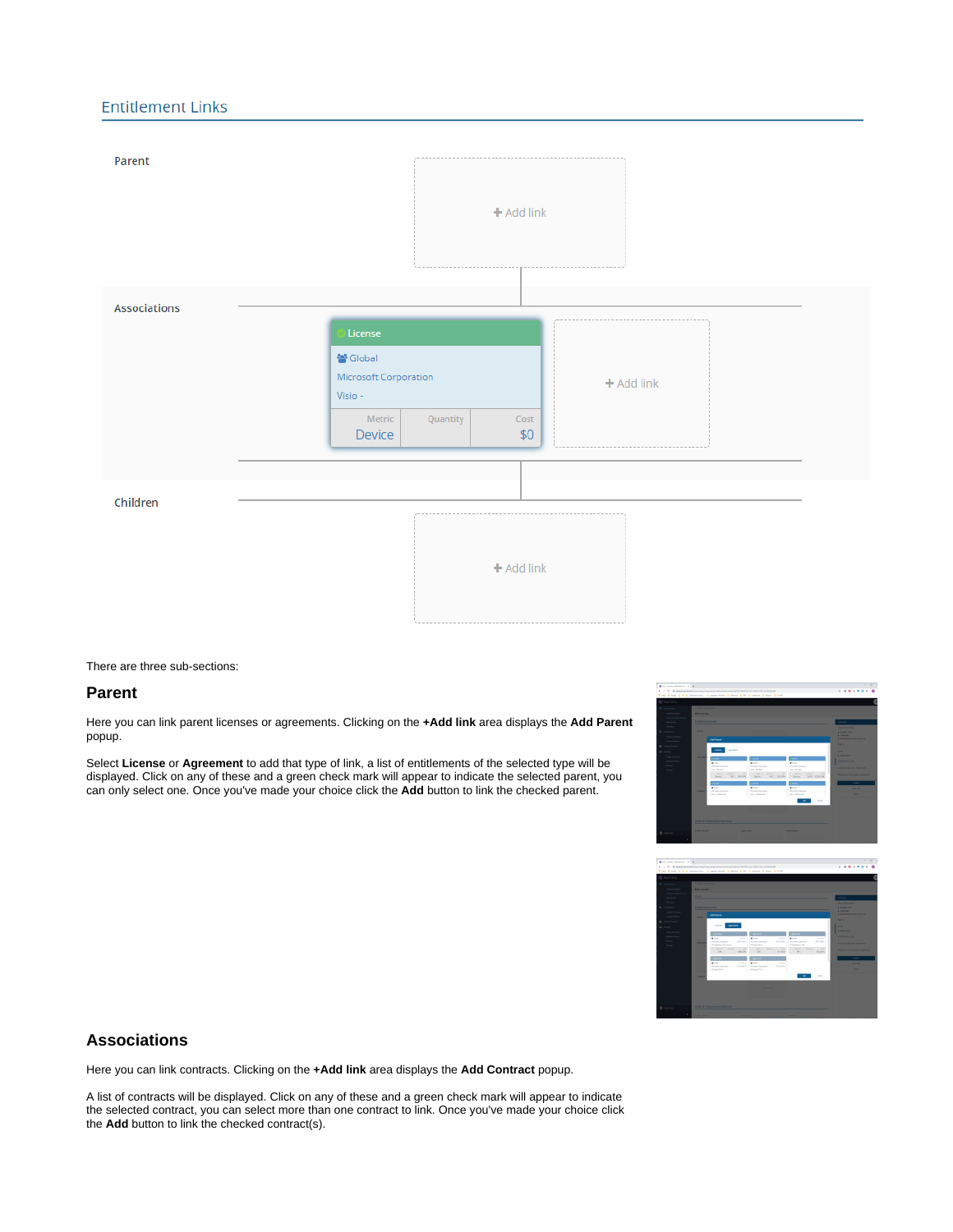## Entitlement Links

Parent

+ Add link

Associations

License

Global

Microsoft Corporation

Visio -

| Metric | Quantity | Cost |
| --- | --- | --- |
| Device | | $0 |

+ Add link

Children

+ Add link

There are three sub-sections:

### Parent

Here you can link parent licenses or agreements. Clicking on the **+Add link** area displays the **Add Parent** popup.

Select **License** or **Agreement** to add that type of link, a list of entitlements of the selected type will be displayed. Click on any of these and a green check mark will appear to indicate the selected parent, you can only select one. Once you've made your choice click the **Add** button to link the checked parent.

### Associations

Here you can link contracts. Clicking on the **+Add link** area displays the **Add Contract** popup.

A list of contracts will be displayed. Click on any of these and a green check mark will appear to indicate the selected contract, you can select more than one contract to link. Once you've made your choice click the **Add** button to link the checked contract(s).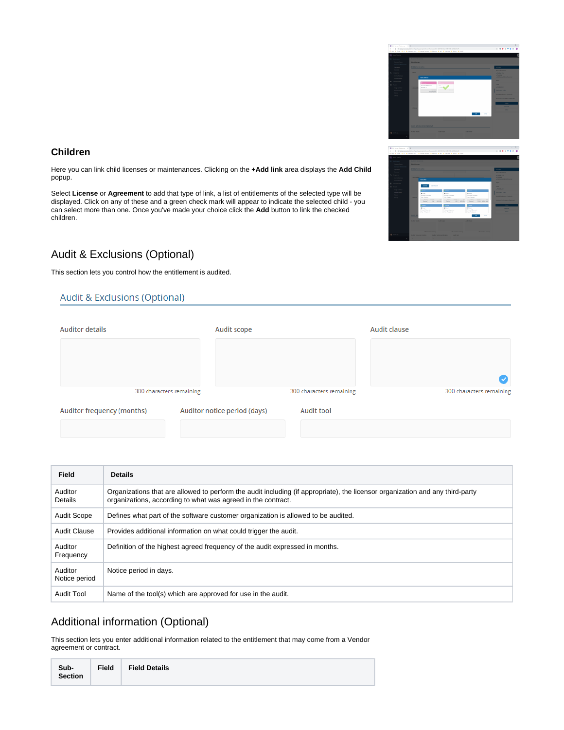## Children

Here you can link child licenses or maintenances. Clicking on the **+Add link** area displays the **Add Child** popup.

Select **License** or **Agreement** to add that type of link, a list of entitlements of the selected type will be displayed. Click on any of these and a green check mark will appear to indicate the selected child - you can select more than one. Once you've made your choice click the **Add** button to link the checked children.

## Audit & Exclusions (Optional)

This section lets you control how the entitlement is audited.

Audit & Exclusions (Optional)

Auditor details

300 characters remaining

Audit scope

300 characters remaining

Audit clause

300 characters remaining

Auditor frequency (months)

Auditor notice period (days)

Audit tool

| Field | Details |
|---|---|
| Auditor Details | Organizations that are allowed to perform the audit including (if appropriate), the licensor organization and any third-party organizations, according to what was agreed in the contract. |
| Audit Scope | Defines what part of the software customer organization is allowed to be audited. |
| Audit Clause | Provides additional information on what could trigger the audit. |
| Auditor Frequency | Definition of the highest agreed frequency of the audit expressed in months. |
| Auditor Notice period | Notice period in days. |
| Audit Tool | Name of the tool(s) which are approved for use in the audit. |

## Additional information (Optional)

This section lets you enter additional information related to the entitlement that may come from a Vendor agreement or contract.

| Sub-Section | Field | Field Details |
|---|---|---|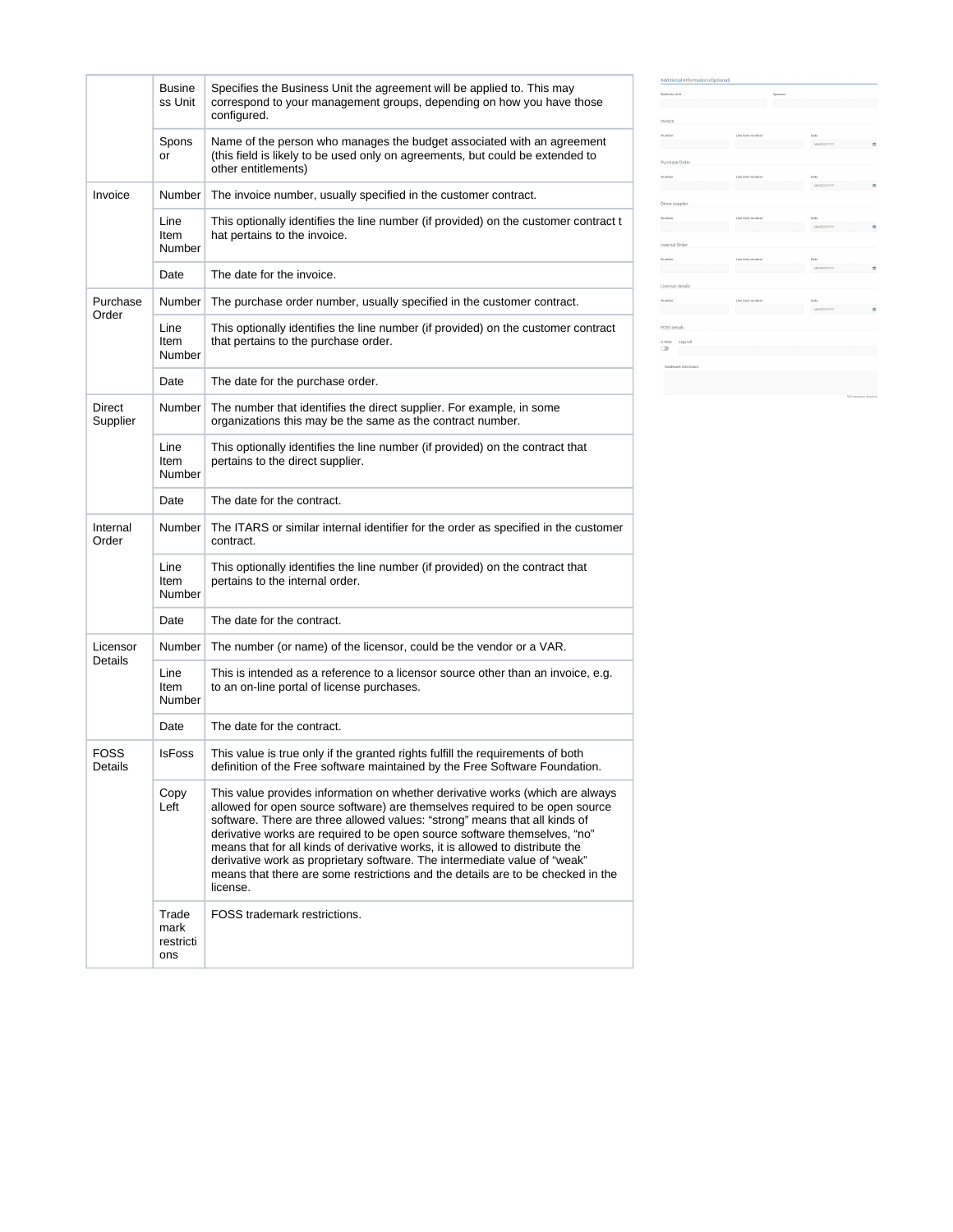| | | |
|---|---|---|
| | Business Unit | Specifies the Business Unit the agreement will be applied to. This may correspond to your management groups, depending on how you have those configured. |
| | Sponsor | Name of the person who manages the budget associated with an agreement (this field is likely to be used only on agreements, but could be extended to other entitlements) |
| Invoice | Number | The invoice number, usually specified in the customer contract. |
| | Line Item Number | This optionally identifies the line number (if provided) on the customer contract that pertains to the invoice. |
| | Date | The date for the invoice. |
| Purchase Order | Number | The purchase order number, usually specified in the customer contract. |
| | Line Item Number | This optionally identifies the line number (if provided) on the customer contract that pertains to the purchase order. |
| | Date | The date for the purchase order. |
| Direct Supplier | Number | The number that identifies the direct supplier. For example, in some organizations this may be the same as the contract number. |
| | Line Item Number | This optionally identifies the line number (if provided) on the contract that pertains to the direct supplier. |
| | Date | The date for the contract. |
| Internal Order | Number | The ITARS or similar internal identifier for the order as specified in the customer contract. |
| | Line Item Number | This optionally identifies the line number (if provided) on the contract that pertains to the internal order. |
| | Date | The date for the contract. |
| Licensor Details | Number | The number (or name) of the licensor, could be the vendor or a VAR. |
| | Line Item Number | This is intended as a reference to a licensor source other than an invoice, e.g. to an on-line portal of license purchases. |
| | Date | The date for the contract. |
| FOSS Details | IsFoss | This value is true only if the granted rights fulfill the requirements of both definition of the Free software maintained by the Free Software Foundation. |
| | Copy Left | This value provides information on whether derivative works (which are always allowed for open source software) are themselves required to be open source software. There are three allowed values: “strong” means that all kinds of derivative works are required to be open source software themselves, “no” means that for all kinds of derivative works, it is allowed to distribute the derivative work as proprietary software. The intermediate value of “weak” means that there are some restrictions and the details are to be checked in the license. |
| | Trademark restrictions | FOSS trademark restrictions. |